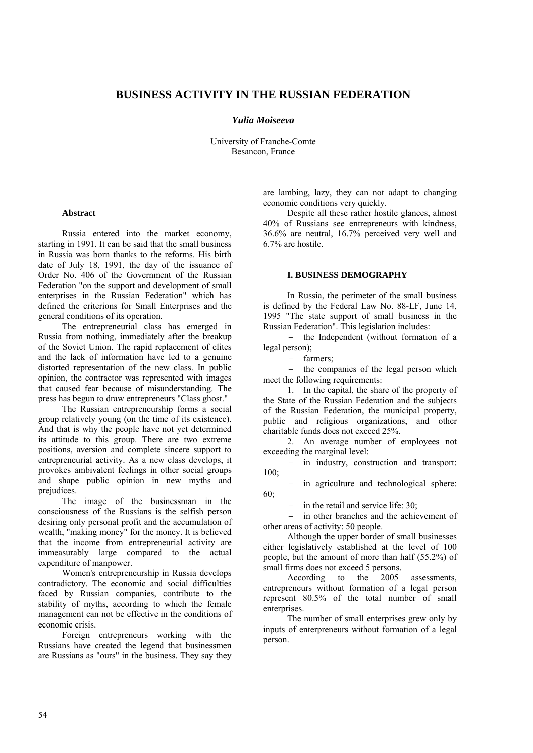# BUSINESS ACTIVITY IN THE RUSSIAN FEDERATION

***Yulia Moiseeva***

University of Franche-Comte
Besancon, France

**Abstract**

Russia entered into the market economy, starting in 1991. It can be said that the small business in Russia was born thanks to the reforms. His birth date of July 18, 1991, the day of the issuance of Order No. 406 of the Government of the Russian Federation "on the support and development of small enterprises in the Russian Federation" which has defined the criterions for Small Enterprises and the general conditions of its operation.

The entrepreneurial class has emerged in Russia from nothing, immediately after the breakup of the Soviet Union. The rapid replacement of elites and the lack of information have led to a genuine distorted representation of the new class. In public opinion, the contractor was represented with images that caused fear because of misunderstanding. The press has begun to draw entrepreneurs "Class ghost."

The Russian entrepreneurship forms a social group relatively young (on the time of its existence). And that is why the people have not yet determined its attitude to this group. There are two extreme positions, aversion and complete sincere support to entrepreneurial activity. As a new class develops, it provokes ambivalent feelings in other social groups and shape public opinion in new myths and prejudices.

The image of the businessman in the consciousness of the Russians is the selfish person desiring only personal profit and the accumulation of wealth, "making money" for the money. It is believed that the income from entrepreneurial activity are immeasurably large compared to the actual expenditure of manpower.

Women's entrepreneurship in Russia develops contradictory. The economic and social difficulties faced by Russian companies, contribute to the stability of myths, according to which the female management can not be effective in the conditions of economic crisis.

Foreign entrepreneurs working with the Russians have created the legend that businessmen are Russians as "ours" in the business. They say they are lambing, lazy, they can not adapt to changing economic conditions very quickly.

Despite all these rather hostile glances, almost 40% of Russians see entrepreneurs with kindness, 36.6% are neutral, 16.7% perceived very well and 6.7% are hostile.

## I. BUSINESS DEMOGRAPHY

In Russia, the perimeter of the small business is defined by the Federal Law No. 88-LF, June 14, 1995 "The state support of small business in the Russian Federation". This legislation includes:

- the Independent (without formation of a legal person);
- farmers;
- the companies of the legal person which meet the following requirements:

1. In the capital, the share of the property of the State of the Russian Federation and the subjects of the Russian Federation, the municipal property, public and religious organizations, and other charitable funds does not exceed 25%.
2. An average number of employees not exceeding the marginal level:
   - in industry, construction and transport: 100;
   - in agriculture and technological sphere: 60;
   - in the retail and service life: 30;
   - in other branches and the achievement of other areas of activity: 50 people.

Although the upper border of small businesses either legislatively established at the level of 100 people, but the amount of more than half (55.2%) of small firms does not exceed 5 persons.

According to the 2005 assessments, entrepreneurs without formation of a legal person represent 80.5% of the total number of small enterprises.

The number of small enterprises grew only by inputs of enterpreneurs without formation of a legal person.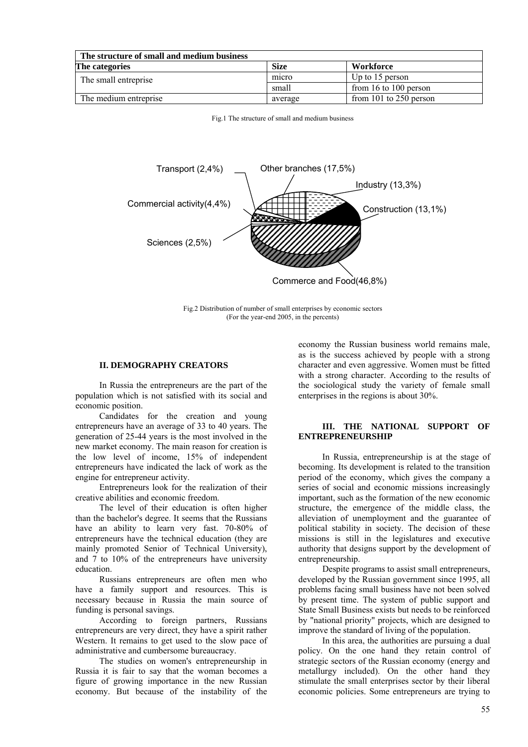| The structure of small and medium business | | |
| --- | --- | --- |
| **The categories** | **Size** | **Workforce** |
| The small entreprise | micro | Up to 15 person |
| | small | from 16 to 100 person |
| The medium entreprise | average | from 101 to 250 person |

Fig.1 The structure of small and medium business

Transport (2,4%)

Other branches (17,5%)

Industry (13,3%)

Commercial activity(4,4%)

Construction (13,1%)

Sciences (2,5%)

Commerce and Food(46,8%)

Fig.2 Distribution of number of small enterprises by economic sectors
(For the year-end 2005, in the percents)

## II. DEMOGRAPHY CREATORS

In Russia the entrepreneurs are the part of the population which is not satisfied with its social and economic position.

Candidates for the creation and young entrepreneurs have an average of 33 to 40 years. The generation of 25-44 years is the most involved in the new market economy. The main reason for creation is the low level of income, 15% of independent entrepreneurs have indicated the lack of work as the engine for entrepreneur activity.

Entrepreneurs look for the realization of their creative abilities and economic freedom.

The level of their education is often higher than the bachelor's degree. It seems that the Russians have an ability to learn very fast. 70-80% of entrepreneurs have the technical education (they are mainly promoted Senior of Technical University), and 7 to 10% of the entrepreneurs have university education.

Russians entrepreneurs are often men who have a family support and resources. This is necessary because in Russia the main source of funding is personal savings.

According to foreign partners, Russians entrepreneurs are very direct, they have a spirit rather Western. It remains to get used to the slow pace of administrative and cumbersome bureaucracy.

The studies on women's entrepreneurship in Russia it is fair to say that the woman becomes a figure of growing importance in the new Russian economy. But because of the instability of the economy the Russian business world remains male, as is the success achieved by people with a strong character and even aggressive. Women must be fitted with a strong character. According to the results of the sociological study the variety of female small enterprises in the regions is about 30%.

## III. THE NATIONAL SUPPORT OF ENTREPRENEURSHIP

In Russia, entrepreneurship is at the stage of becoming. Its development is related to the transition period of the economy, which gives the company a series of social and economic missions increasingly important, such as the formation of the new economic structure, the emergence of the middle class, the alleviation of unemployment and the guarantee of political stability in society. The decision of these missions is still in the legislatures and executive authority that designs support by the development of entrepreneurship.

Despite programs to assist small entrepreneurs, developed by the Russian government since 1995, all problems facing small business have not been solved by present time. The system of public support and State Small Business exists but needs to be reinforced by "national priority" projects, which are designed to improve the standard of living of the population.

In this area, the authorities are pursuing a dual policy. On the one hand they retain control of strategic sectors of the Russian economy (energy and metallurgy included). On the other hand they stimulate the small enterprises sector by their liberal economic policies. Some entrepreneurs are trying to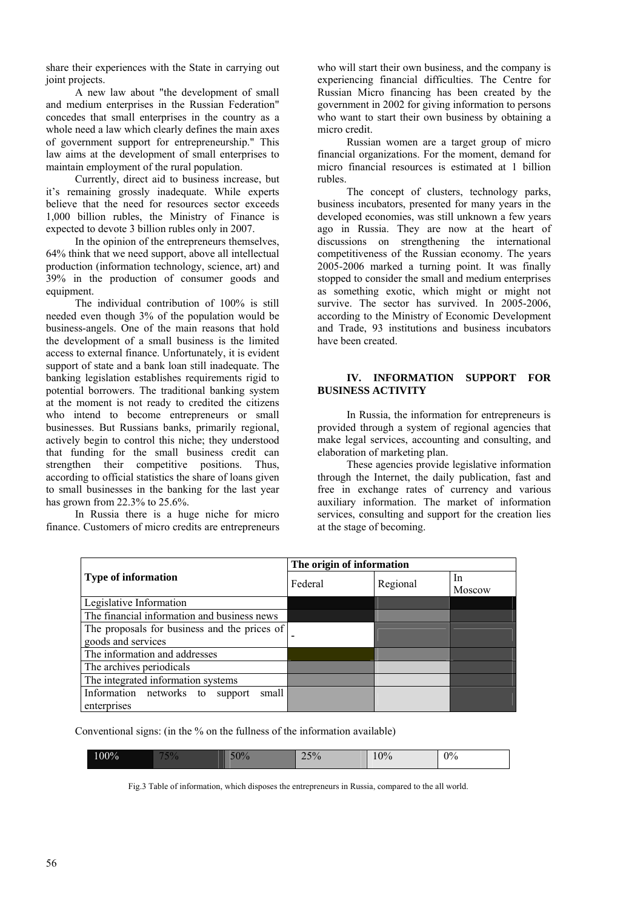share their experiences with the State in carrying out joint projects.

A new law about "the development of small and medium enterprises in the Russian Federation" concedes that small enterprises in the country as a whole need a law which clearly defines the main axes of government support for entrepreneurship." This law aims at the development of small enterprises to maintain employment of the rural population.

Currently, direct aid to business increase, but it's remaining grossly inadequate. While experts believe that the need for resources sector exceeds 1,000 billion rubles, the Ministry of Finance is expected to devote 3 billion rubles only in 2007.

In the opinion of the entrepreneurs themselves, 64% think that we need support, above all intellectual production (information technology, science, art) and 39% in the production of consumer goods and equipment.

The individual contribution of 100% is still needed even though 3% of the population would be business-angels. One of the main reasons that hold the development of a small business is the limited access to external finance. Unfortunately, it is evident support of state and a bank loan still inadequate. The banking legislation establishes requirements rigid to potential borrowers. The traditional banking system at the moment is not ready to credited the citizens who intend to become entrepreneurs or small businesses. But Russians banks, primarily regional, actively begin to control this niche; they understood that funding for the small business credit can strengthen their competitive positions. Thus, according to official statistics the share of loans given to small businesses in the banking for the last year has grown from 22.3% to 25.6%.

In Russia there is a huge niche for micro finance. Customers of micro credits are entrepreneurs who will start their own business, and the company is experiencing financial difficulties. The Centre for Russian Micro financing has been created by the government in 2002 for giving information to persons who want to start their own business by obtaining a micro credit.

Russian women are a target group of micro financial organizations. For the moment, demand for micro financial resources is estimated at 1 billion rubles.

The concept of clusters, technology parks, business incubators, presented for many years in the developed economies, was still unknown a few years ago in Russia. They are now at the heart of discussions on strengthening the international competitiveness of the Russian economy. The years 2005-2006 marked a turning point. It was finally stopped to consider the small and medium enterprises as something exotic, which might or might not survive. The sector has survived. In 2005-2006, according to the Ministry of Economic Development and Trade, 93 institutions and business incubators have been created.

## IV. INFORMATION SUPPORT FOR BUSINESS ACTIVITY

In Russia, the information for entrepreneurs is provided through a system of regional agencies that make legal services, accounting and consulting, and elaboration of marketing plan.

These agencies provide legislative information through the Internet, the daily publication, fast and free in exchange rates of currency and various auxiliary information. The market of information services, consulting and support for the creation lies at the stage of becoming.

| Type of information | The origin of information | | |
|---|---|---|---|
| | Federal | Regional | In Moscow |
| Legislative Information | | | |
| The financial information and business news | | | |
| The proposals for business and the prices of goods and services | - | | |
| The information and addresses | | | |
| The archives periodicals | | | |
| The integrated information systems | | | |
| Information networks to support small enterprises | | | |

Conventional signs: (in the % on the fullness of the information available)

| | | | | | |
|---|---|---|---|---|---|
| 100% | 75% | 50% | 25% | 10% | 0% |

Fig.3 Table of information, which disposes the entrepreneurs in Russia, compared to the all world.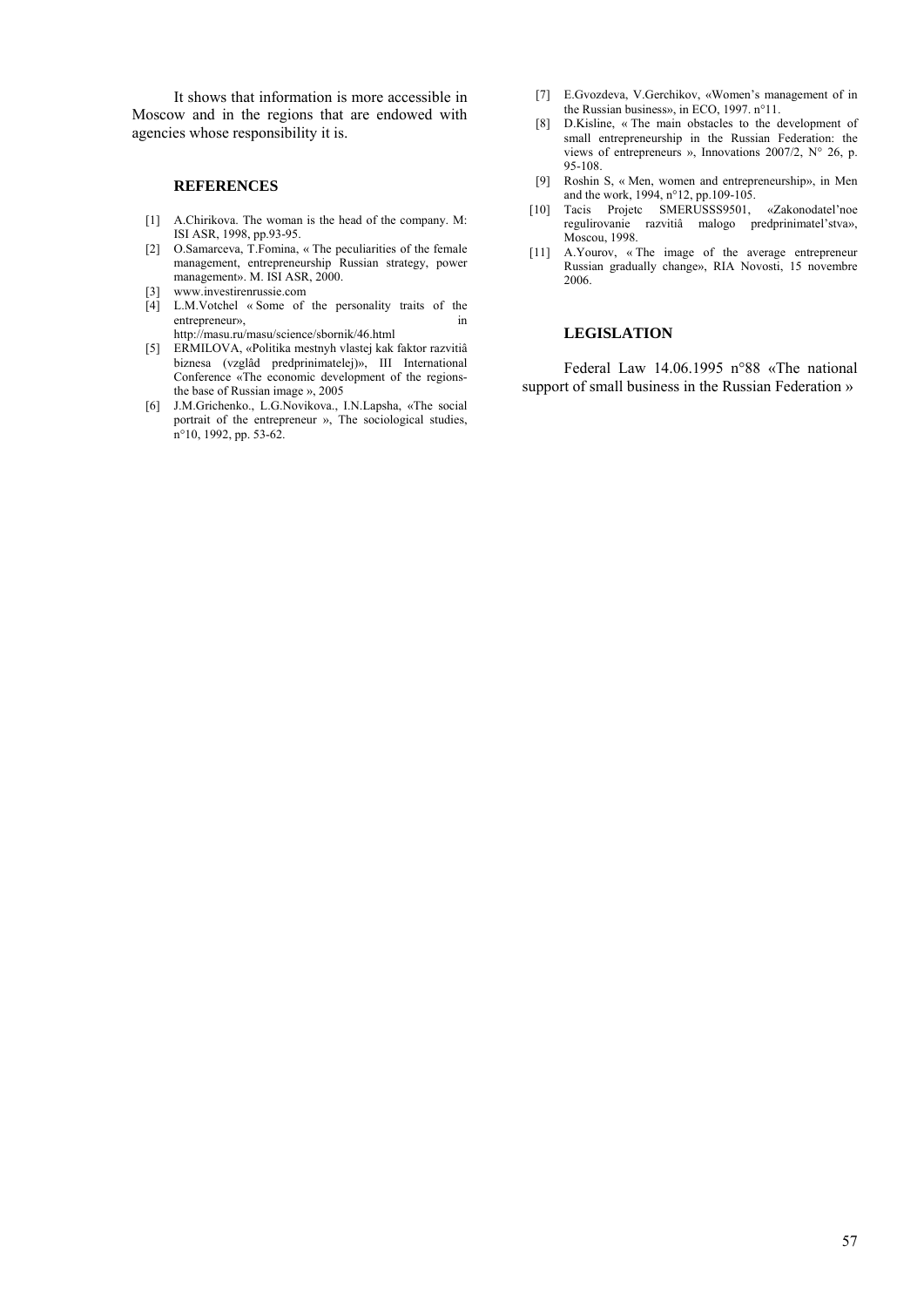It shows that information is more accessible in Moscow and in the regions that are endowed with agencies whose responsibility it is.

## REFERENCES

[1] A.Chirikova. The woman is the head of the company. M: ISI ASR, 1998, pp.93-95.

[2] O.Samarceva, T.Fomina, « The peculiarities of the female management, entrepreneurship Russian strategy, power management». M. ISI ASR, 2000.

[3] www.investirenrussie.com

[4] L.M.Votchel « Some of the personality traits of the entrepreneur», in http://masu.ru/masu/science/sbornik/46.html

[5] ERMILOVA, «Politika mestnyh vlastej kak faktor razvitiâ biznesa (vzglâd predprinimatelej)», III International Conference «The economic development of the regions-the base of Russian image », 2005

[6] J.M.Grichenko., L.G.Novikova., I.N.Lapsha, «The social portrait of the entrepreneur », The sociological studies, n°10, 1992, pp. 53-62.

[7] E.Gvozdeva, V.Gerchikov, «Women's management of in the Russian business», in ECO, 1997. n°11.

[8] D.Kisline, « The main obstacles to the development of small entrepreneurship in the Russian Federation: the views of entrepreneurs », Innovations 2007/2, N° 26, p. 95-108.

[9] Roshin S, « Men, women and entrepreneurship», in Men and the work, 1994, n°12, pp.109-105.

[10] Tacis Projetc SMERUSSS9501, «Zakonodatel'noe regulirovanie razvitiâ malogo predprinimatel'stva», Moscou, 1998.

[11] A.Yourov, « The image of the average entrepreneur Russian gradually change», RIA Novosti, 15 novembre 2006.

## LEGISLATION

Federal Law 14.06.1995 n°88 «The national support of small business in the Russian Federation »